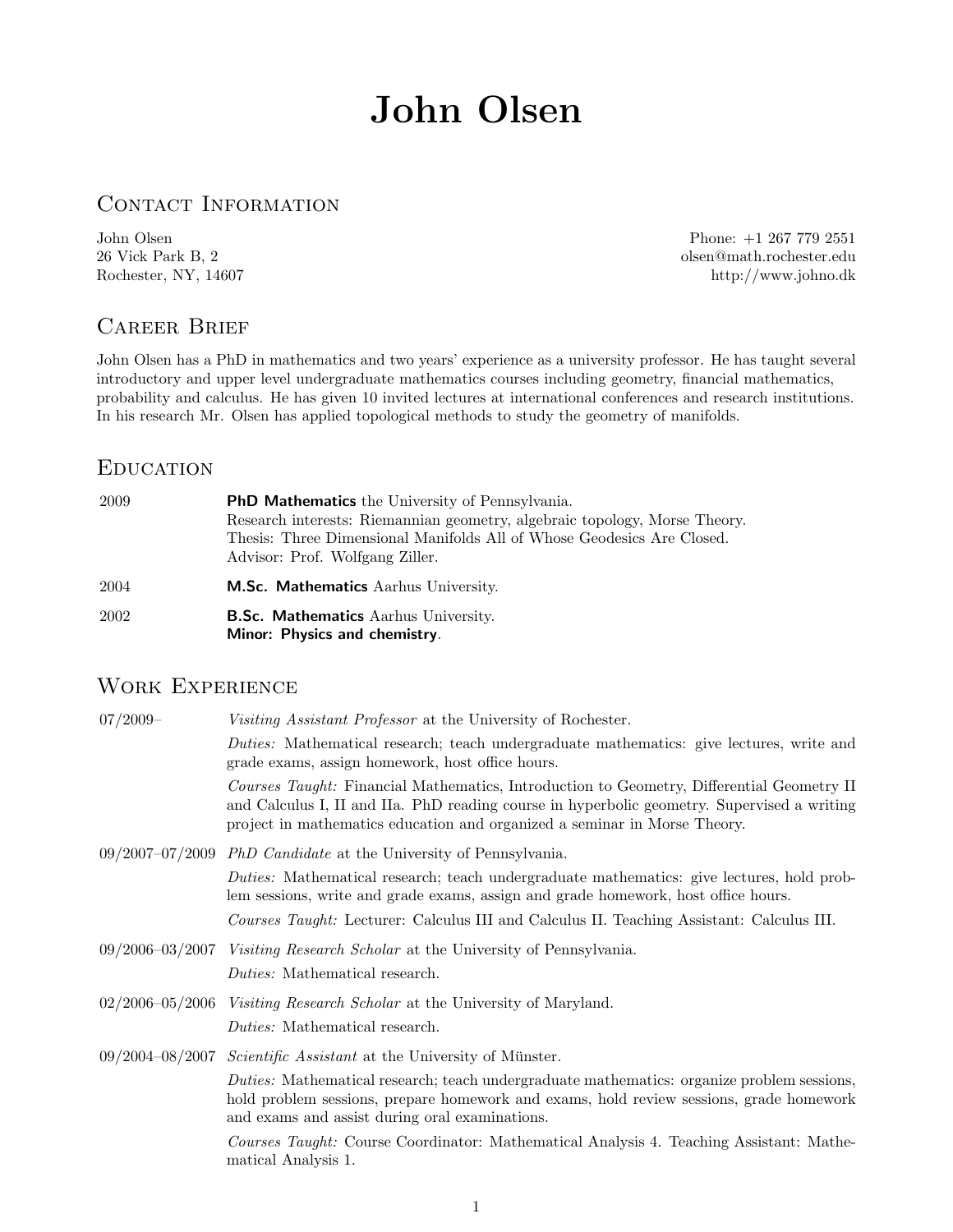# John Olsen

## Contact Information

John Olsen
26 Vick Park B, 2
Rochester, NY, 14607

Phone: +1 267 779 2551
olsen@math.rochester.edu
http://www.johno.dk

## Career Brief

John Olsen has a PhD in mathematics and two years' experience as a university professor. He has taught several introductory and upper level undergraduate mathematics courses including geometry, financial mathematics, probability and calculus. He has given 10 invited lectures at international conferences and research institutions. In his research Mr. Olsen has applied topological methods to study the geometry of manifolds.

## Education

**2009** — **PhD Mathematics** the University of Pennsylvania.
Research interests: Riemannian geometry, algebraic topology, Morse Theory.
Thesis: Three Dimensional Manifolds All of Whose Geodesics Are Closed.
Advisor: Prof. Wolfgang Ziller.

**2004** — **M.Sc. Mathematics** Aarhus University.

**2002** — **B.Sc. Mathematics** Aarhus University.
**Minor: Physics and chemistry**.

## Work Experience

**07/2009–** — *Visiting Assistant Professor* at the University of Rochester.

*Duties:* Mathematical research; teach undergraduate mathematics: give lectures, write and grade exams, assign homework, host office hours.

*Courses Taught:* Financial Mathematics, Introduction to Geometry, Differential Geometry II and Calculus I, II and IIa. PhD reading course in hyperbolic geometry. Supervised a writing project in mathematics education and organized a seminar in Morse Theory.

**09/2007–07/2009** — *PhD Candidate* at the University of Pennsylvania.

*Duties:* Mathematical research; teach undergraduate mathematics: give lectures, hold problem sessions, write and grade exams, assign and grade homework, host office hours.

*Courses Taught:* Lecturer: Calculus III and Calculus II. Teaching Assistant: Calculus III.

**09/2006–03/2007** — *Visiting Research Scholar* at the University of Pennsylvania.

*Duties:* Mathematical research.

**02/2006–05/2006** — *Visiting Research Scholar* at the University of Maryland.

*Duties:* Mathematical research.

**09/2004–08/2007** — *Scientific Assistant* at the University of Münster.

*Duties:* Mathematical research; teach undergraduate mathematics: organize problem sessions, hold problem sessions, prepare homework and exams, hold review sessions, grade homework and exams and assist during oral examinations.

*Courses Taught:* Course Coordinator: Mathematical Analysis 4. Teaching Assistant: Mathematical Analysis 1.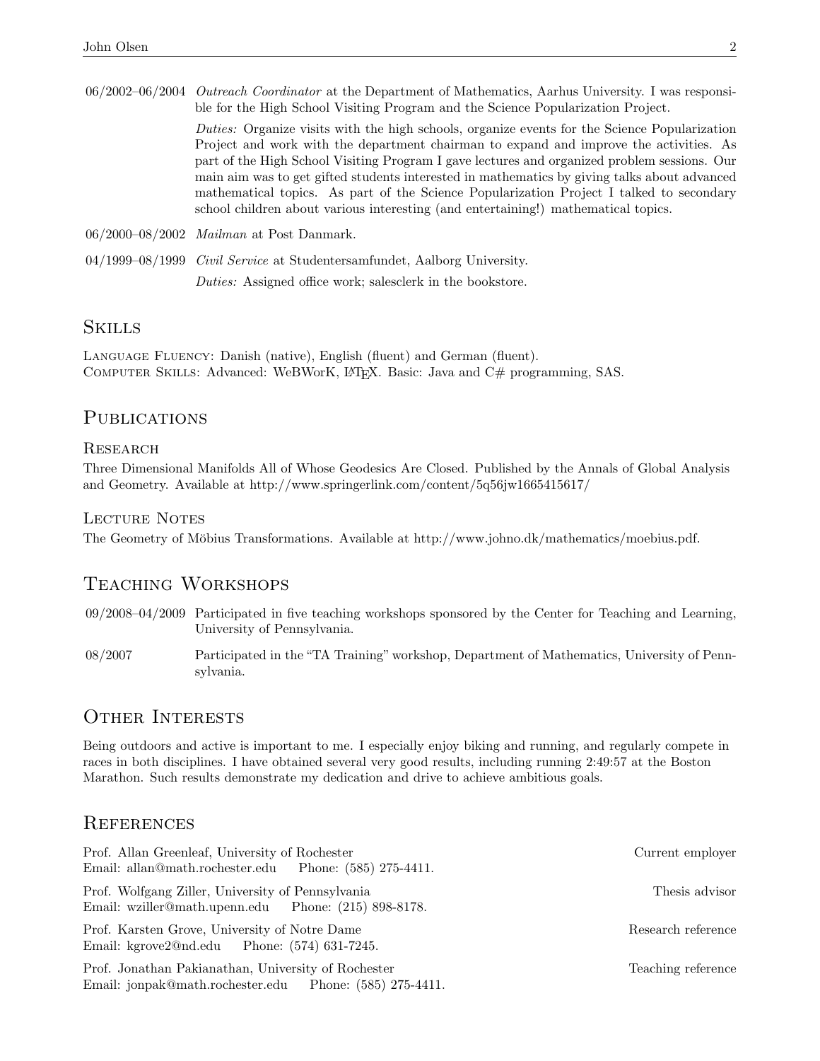06/2002–06/2004 *Outreach Coordinator* at the Department of Mathematics, Aarhus University. I was responsible for the High School Visiting Program and the Science Popularization Project.

*Duties:* Organize visits with the high schools, organize events for the Science Popularization Project and work with the department chairman to expand and improve the activities. As part of the High School Visiting Program I gave lectures and organized problem sessions. Our main aim was to get gifted students interested in mathematics by giving talks about advanced mathematical topics. As part of the Science Popularization Project I talked to secondary school children about various interesting (and entertaining!) mathematical topics.

06/2000–08/2002 *Mailman* at Post Danmark.

04/1999–08/1999 *Civil Service* at Studentersamfundet, Aalborg University.

*Duties:* Assigned office work; salesclerk in the bookstore.

## Skills

Language Fluency: Danish (native), English (fluent) and German (fluent).
Computer Skills: Advanced: WeBWorK, LaTeX. Basic: Java and C# programming, SAS.

## Publications

### Research

Three Dimensional Manifolds All of Whose Geodesics Are Closed. Published by the Annals of Global Analysis and Geometry. Available at http://www.springerlink.com/content/5q56jw1665415617/

### Lecture Notes

The Geometry of Möbius Transformations. Available at http://www.johno.dk/mathematics/moebius.pdf.

## Teaching Workshops

09/2008–04/2009 Participated in five teaching workshops sponsored by the Center for Teaching and Learning, University of Pennsylvania.

08/2007 Participated in the "TA Training" workshop, Department of Mathematics, University of Pennsylvania.

## Other Interests

Being outdoors and active is important to me. I especially enjoy biking and running, and regularly compete in races in both disciplines. I have obtained several very good results, including running 2:49:57 at the Boston Marathon. Such results demonstrate my dedication and drive to achieve ambitious goals.

## References

Prof. Allan Greenleaf, University of Rochester — Current employer
Email: allan@math.rochester.edu Phone: (585) 275-4411.

Prof. Wolfgang Ziller, University of Pennsylvania — Thesis advisor
Email: wziller@math.upenn.edu Phone: (215) 898-8178.

Prof. Karsten Grove, University of Notre Dame — Research reference
Email: kgrove2@nd.edu Phone: (574) 631-7245.

Prof. Jonathan Pakianathan, University of Rochester — Teaching reference
Email: jonpak@math.rochester.edu Phone: (585) 275-4411.